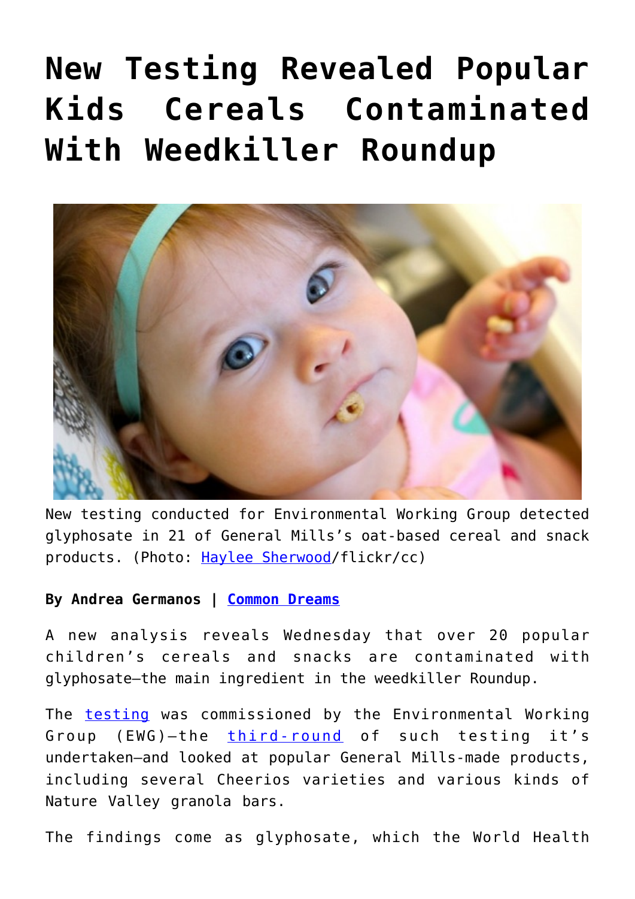# New Testing Revealed Popular Kids Cereals Contaminated With Weedkiller Roundup

New testing conducted for Environmental Working Group detected glyphosate in 21 of General Mills's oat-based cereal and snack products. (Photo: Haylee Sherwood/flickr/cc)

**By Andrea Germanos | Common Dreams**

A new analysis reveals Wednesday that over 20 popular children's cereals and snacks are contaminated with glyphosate—the main ingredient in the weedkiller Roundup.

The testing was commissioned by the Environmental Working Group (EWG)—the third-round of such testing it's undertaken—and looked at popular General Mills-made products, including several Cheerios varieties and various kinds of Nature Valley granola bars.

The findings come as glyphosate, which the World Health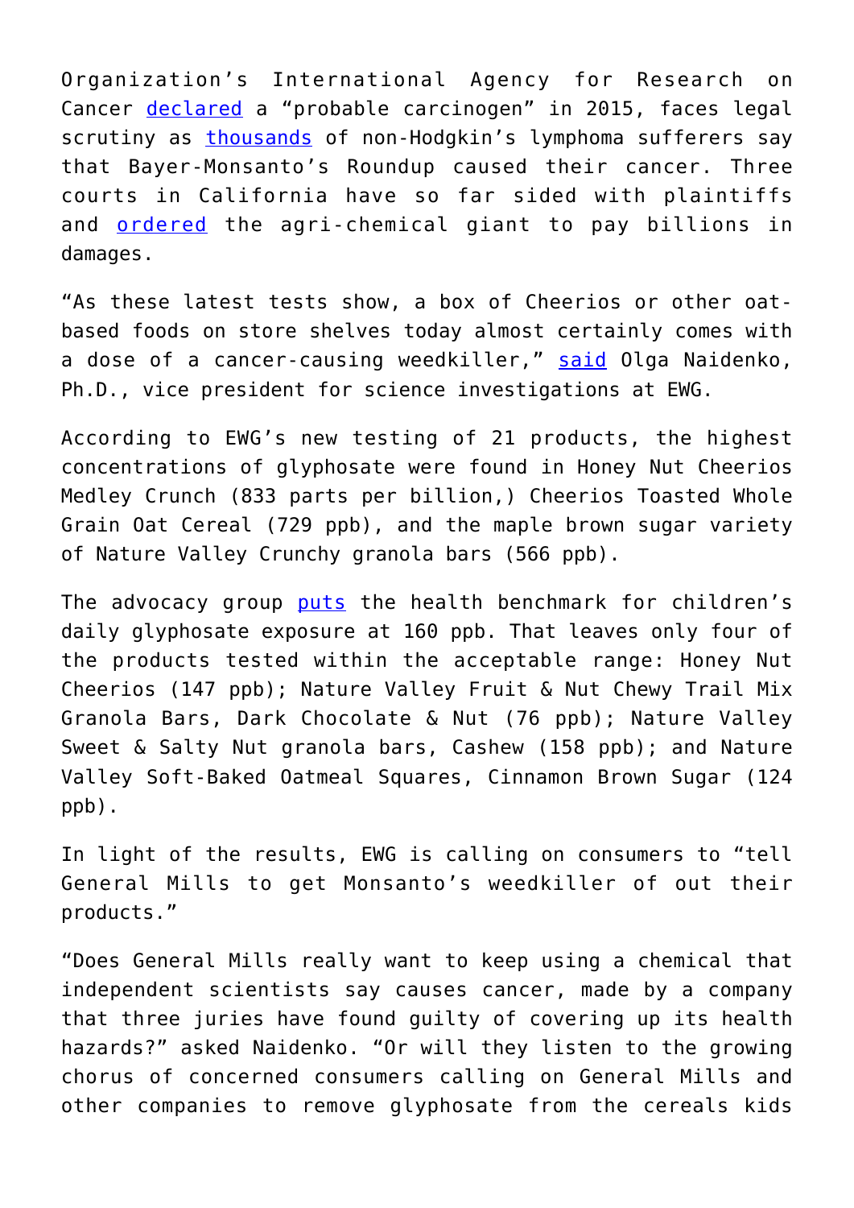Organization's International Agency for Research on Cancer declared a "probable carcinogen" in 2015, faces legal scrutiny as thousands of non-Hodgkin's lymphoma sufferers say that Bayer-Monsanto's Roundup caused their cancer. Three courts in California have so far sided with plaintiffs and ordered the agri-chemical giant to pay billions in damages.

"As these latest tests show, a box of Cheerios or other oat-based foods on store shelves today almost certainly comes with a dose of a cancer-causing weedkiller," said Olga Naidenko, Ph.D., vice president for science investigations at EWG.

According to EWG's new testing of 21 products, the highest concentrations of glyphosate were found in Honey Nut Cheerios Medley Crunch (833 parts per billion,) Cheerios Toasted Whole Grain Oat Cereal (729 ppb), and the maple brown sugar variety of Nature Valley Crunchy granola bars (566 ppb).

The advocacy group puts the health benchmark for children's daily glyphosate exposure at 160 ppb. That leaves only four of the products tested within the acceptable range: Honey Nut Cheerios (147 ppb); Nature Valley Fruit & Nut Chewy Trail Mix Granola Bars, Dark Chocolate & Nut (76 ppb); Nature Valley Sweet & Salty Nut granola bars, Cashew (158 ppb); and Nature Valley Soft-Baked Oatmeal Squares, Cinnamon Brown Sugar (124 ppb).

In light of the results, EWG is calling on consumers to "tell General Mills to get Monsanto's weedkiller of out their products."

"Does General Mills really want to keep using a chemical that independent scientists say causes cancer, made by a company that three juries have found guilty of covering up its health hazards?" asked Naidenko. "Or will they listen to the growing chorus of concerned consumers calling on General Mills and other companies to remove glyphosate from the cereals kids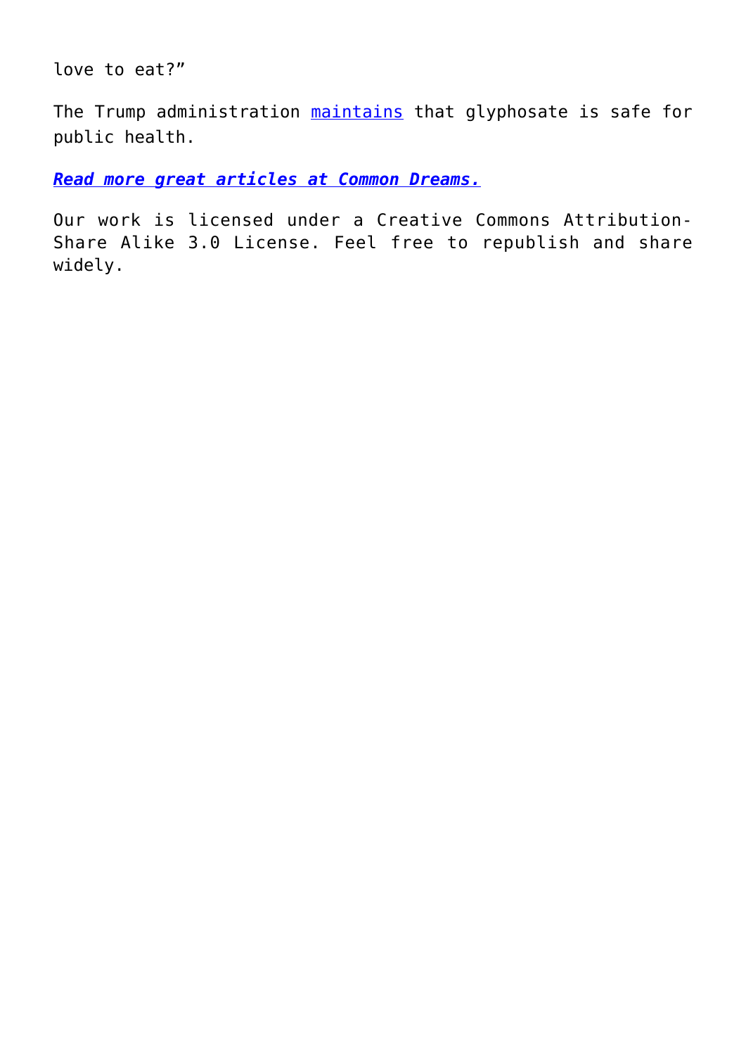love to eat?”

The Trump administration maintains that glyphosate is safe for public health.

***Read more great articles at Common Dreams.***

Our work is licensed under a Creative Commons Attribution-Share Alike 3.0 License. Feel free to republish and share widely.